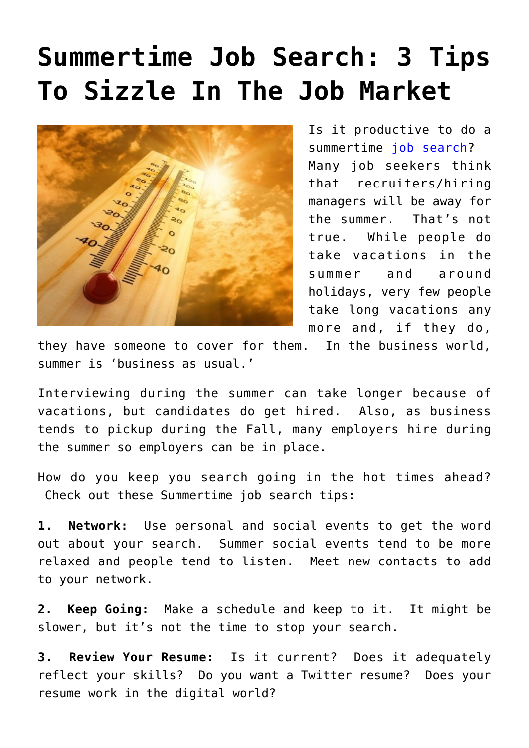# Summertime Job Search: 3 Tips To Sizzle In The Job Market

Is it productive to do a summertime job search? Many job seekers think that recruiters/hiring managers will be away for the summer. That's not true. While people do take vacations in the summer and around holidays, very few people take long vacations any more and, if they do, they have someone to cover for them. In the business world, summer is 'business as usual.'

Interviewing during the summer can take longer because of vacations, but candidates do get hired. Also, as business tends to pickup during the Fall, many employers hire during the summer so employers can be in place.

How do you keep you search going in the hot times ahead? Check out these Summertime job search tips:

**1. Network:** Use personal and social events to get the word out about your search. Summer social events tend to be more relaxed and people tend to listen. Meet new contacts to add to your network.

**2. Keep Going:** Make a schedule and keep to it. It might be slower, but it's not the time to stop your search.

**3. Review Your Resume:** Is it current? Does it adequately reflect your skills? Do you want a Twitter resume? Does your resume work in the digital world?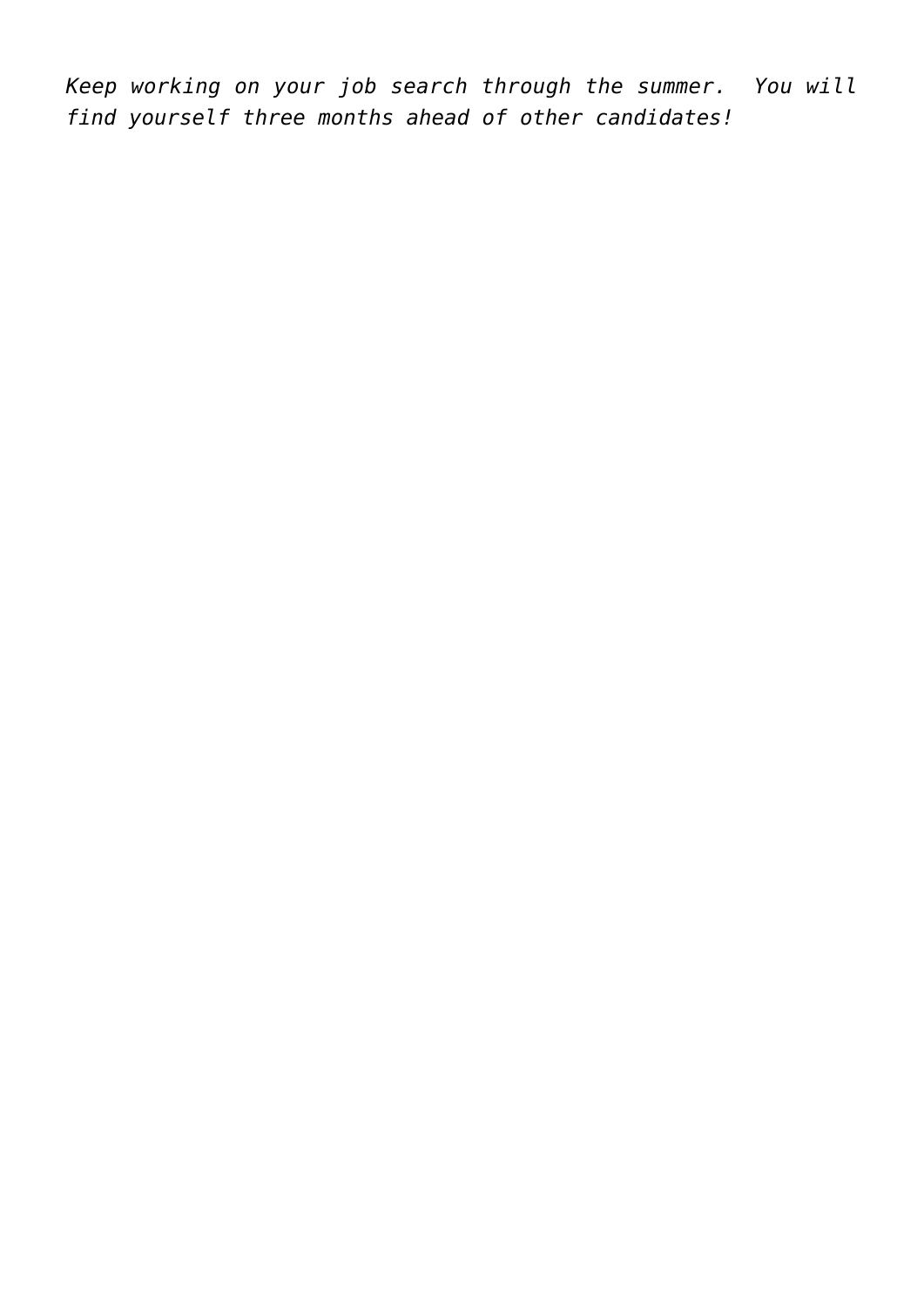*Keep working on your job search through the summer.  You will find yourself three months ahead of other candidates!*